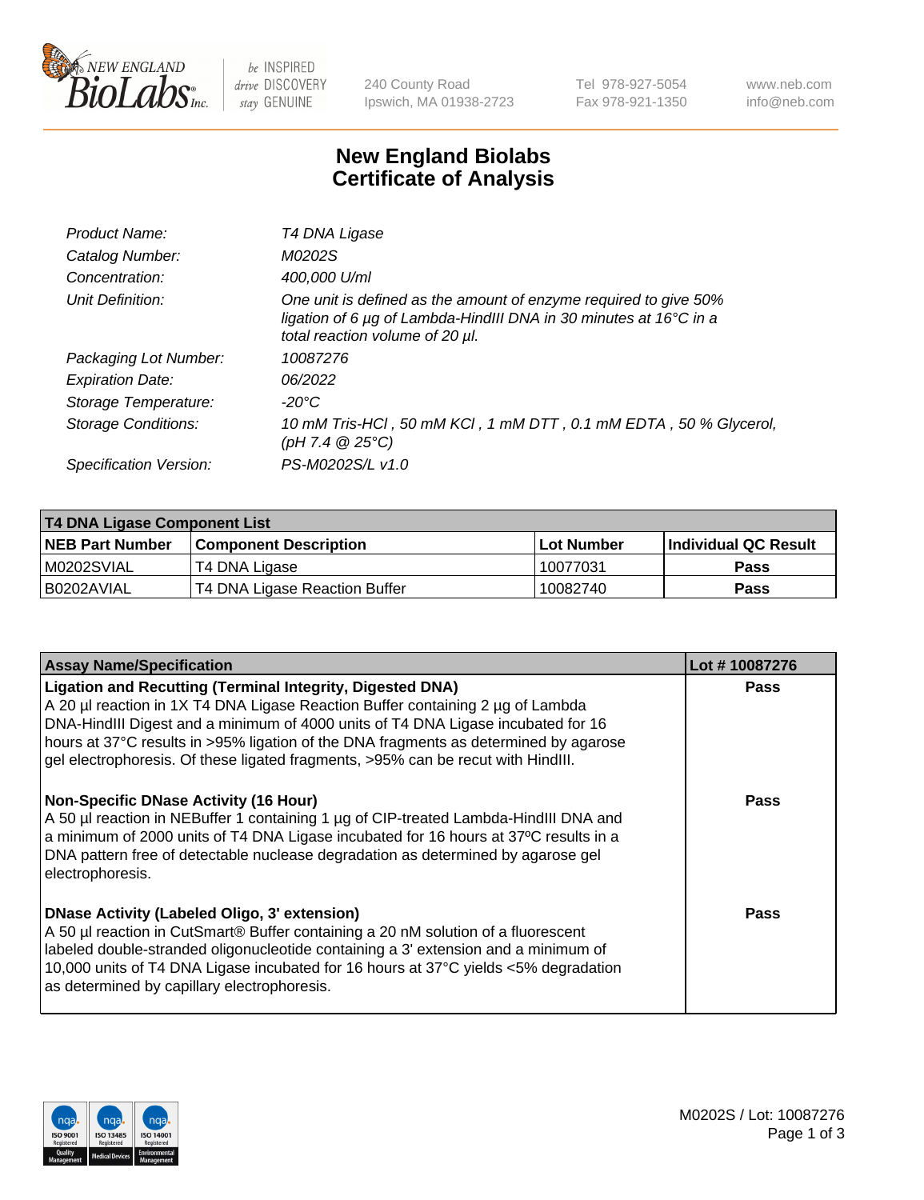# New England Biolabs Certificate of Analysis

| | |
|---|---|
| *Product Name:* | *T4 DNA Ligase* |
| *Catalog Number:* | *M0202S* |
| *Concentration:* | *400,000 U/ml* |
| *Unit Definition:* | *One unit is defined as the amount of enzyme required to give 50% ligation of 6 µg of Lambda-HindIII DNA in 30 minutes at 16°C in a total reaction volume of 20 µl.* |
| *Packaging Lot Number:* | *10087276* |
| *Expiration Date:* | *06/2022* |
| *Storage Temperature:* | *-20°C* |
| *Storage Conditions:* | *10 mM Tris-HCl , 50 mM KCl , 1 mM DTT , 0.1 mM EDTA , 50 % Glycerol, (pH 7.4 @ 25°C)* |
| *Specification Version:* | *PS-M0202S/L v1.0* |

| **T4 DNA Ligase Component List** | | | |
|---|---|---|---|
| **NEB Part Number** | **Component Description** | **Lot Number** | **Individual QC Result** |
| M0202SVIAL | T4 DNA Ligase | 10077031 | **Pass** |
| B0202AVIAL | T4 DNA Ligase Reaction Buffer | 10082740 | **Pass** |

| **Assay Name/Specification** | **Lot # 10087276** |
|---|---|
| **Ligation and Recutting (Terminal Integrity, Digested DNA)** A 20 µl reaction in 1X T4 DNA Ligase Reaction Buffer containing 2 µg of Lambda DNA-HindIII Digest and a minimum of 4000 units of T4 DNA Ligase incubated for 16 hours at 37°C results in >95% ligation of the DNA fragments as determined by agarose gel electrophoresis. Of these ligated fragments, >95% can be recut with HindIII. | **Pass** |
| **Non-Specific DNase Activity (16 Hour)** A 50 µl reaction in NEBuffer 1 containing 1 µg of CIP-treated Lambda-HindIII DNA and a minimum of 2000 units of T4 DNA Ligase incubated for 16 hours at 37ºC results in a DNA pattern free of detectable nuclease degradation as determined by agarose gel electrophoresis. | **Pass** |
| **DNase Activity (Labeled Oligo, 3' extension)** A 50 µl reaction in CutSmart® Buffer containing a 20 nM solution of a fluorescent labeled double-stranded oligonucleotide containing a 3' extension and a minimum of 10,000 units of T4 DNA Ligase incubated for 16 hours at 37°C yields <5% degradation as determined by capillary electrophoresis. | **Pass** |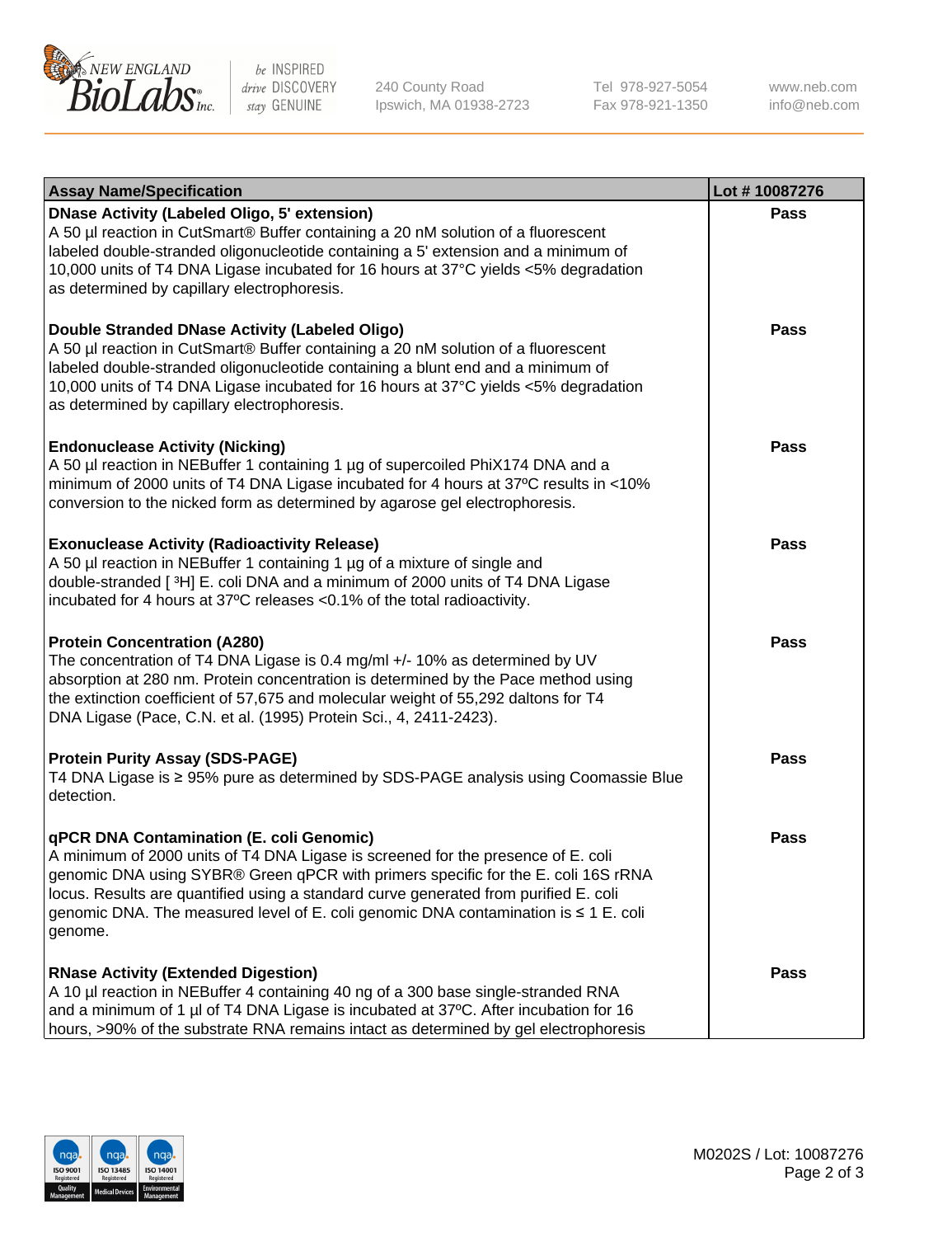| Assay Name/Specification | Lot # 10087276 |
| --- | --- |
| **DNase Activity (Labeled Oligo, 5' extension)**<br>A 50 µl reaction in CutSmart® Buffer containing a 20 nM solution of a fluorescent labeled double-stranded oligonucleotide containing a 5' extension and a minimum of 10,000 units of T4 DNA Ligase incubated for 16 hours at 37°C yields <5% degradation as determined by capillary electrophoresis. | **Pass** |
| **Double Stranded DNase Activity (Labeled Oligo)**<br>A 50 µl reaction in CutSmart® Buffer containing a 20 nM solution of a fluorescent labeled double-stranded oligonucleotide containing a blunt end and a minimum of 10,000 units of T4 DNA Ligase incubated for 16 hours at 37°C yields <5% degradation as determined by capillary electrophoresis. | **Pass** |
| **Endonuclease Activity (Nicking)**<br>A 50 µl reaction in NEBuffer 1 containing 1 µg of supercoiled PhiX174 DNA and a minimum of 2000 units of T4 DNA Ligase incubated for 4 hours at 37ºC results in <10% conversion to the nicked form as determined by agarose gel electrophoresis. | **Pass** |
| **Exonuclease Activity (Radioactivity Release)**<br>A 50 µl reaction in NEBuffer 1 containing 1 µg of a mixture of single and double-stranded [ $^{3}$H] E. coli DNA and a minimum of 2000 units of T4 DNA Ligase incubated for 4 hours at 37ºC releases <0.1% of the total radioactivity. | **Pass** |
| **Protein Concentration (A280)**<br>The concentration of T4 DNA Ligase is 0.4 mg/ml +/- 10% as determined by UV absorption at 280 nm. Protein concentration is determined by the Pace method using the extinction coefficient of 57,675 and molecular weight of 55,292 daltons for T4 DNA Ligase (Pace, C.N. et al. (1995) Protein Sci., 4, 2411-2423). | **Pass** |
| **Protein Purity Assay (SDS-PAGE)**<br>T4 DNA Ligase is ≥ 95% pure as determined by SDS-PAGE analysis using Coomassie Blue detection. | **Pass** |
| **qPCR DNA Contamination (E. coli Genomic)**<br>A minimum of 2000 units of T4 DNA Ligase is screened for the presence of E. coli genomic DNA using SYBR® Green qPCR with primers specific for the E. coli 16S rRNA locus. Results are quantified using a standard curve generated from purified E. coli genomic DNA. The measured level of E. coli genomic DNA contamination is ≤ 1 E. coli genome. | **Pass** |
| **RNase Activity (Extended Digestion)**<br>A 10 µl reaction in NEBuffer 4 containing 40 ng of a 300 base single-stranded RNA and a minimum of 1 µl of T4 DNA Ligase is incubated at 37ºC. After incubation for 16 hours, >90% of the substrate RNA remains intact as determined by gel electrophoresis | **Pass** |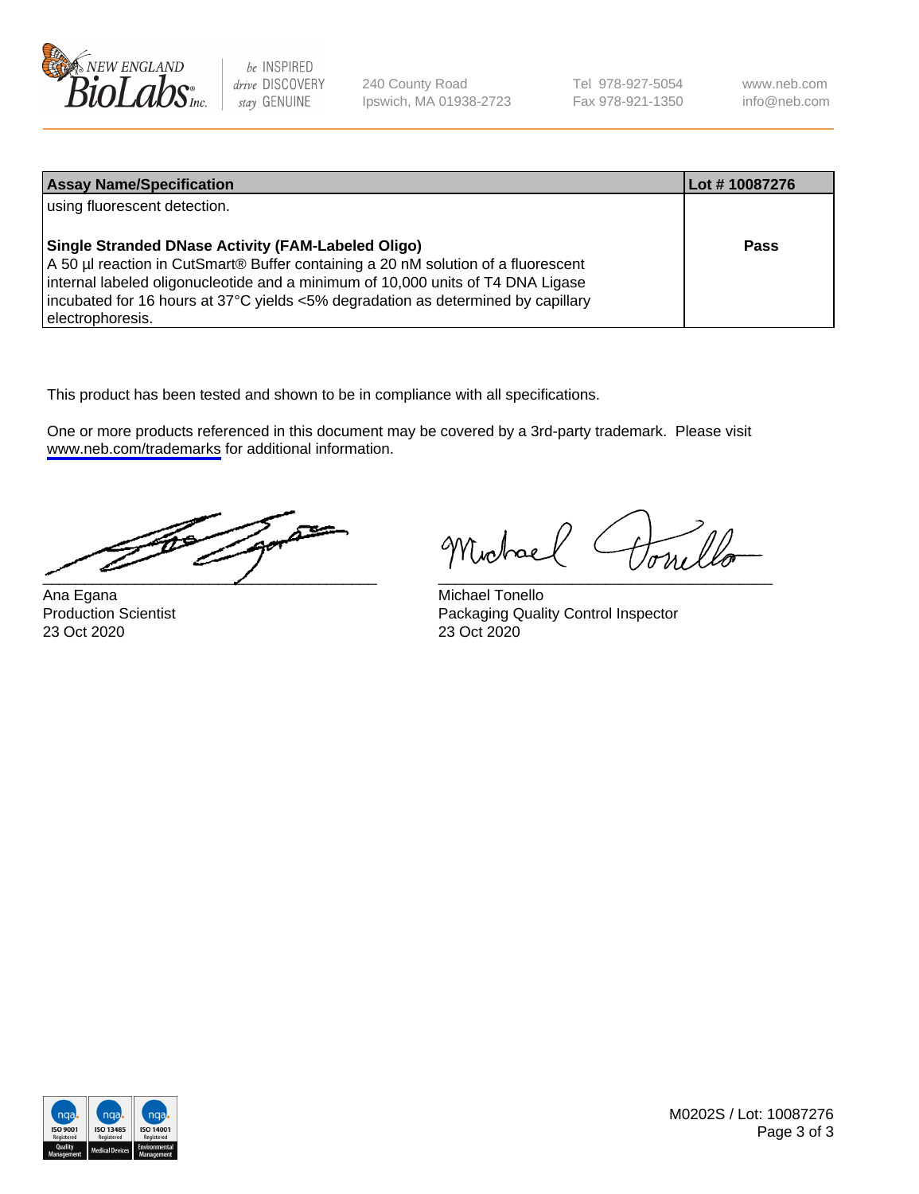| Assay Name/Specification | Lot # 10087276 |
|---|---|
| using fluorescent detection. | |
| **Single Stranded DNase Activity (FAM-Labeled Oligo)**<br>A 50 µl reaction in CutSmart® Buffer containing a 20 nM solution of a fluorescent internal labeled oligonucleotide and a minimum of 10,000 units of T4 DNA Ligase incubated for 16 hours at 37°C yields <5% degradation as determined by capillary electrophoresis. | **Pass** |

This product has been tested and shown to be in compliance with all specifications.

One or more products referenced in this document may be covered by a 3rd-party trademark. Please visit www.neb.com/trademarks for additional information.

Ana Egana
Production Scientist
23 Oct 2020

Michael Tonello
Packaging Quality Control Inspector
23 Oct 2020

M0202S / Lot: 10087276